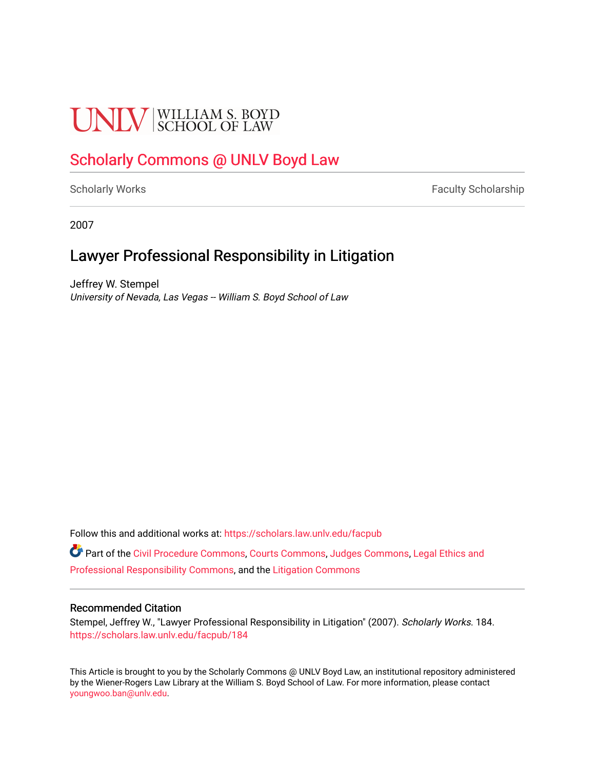UNLV | WILLIAM S. BOYD SCHOOL OF LAW

## Scholarly Commons @ UNLV Boyd Law

Scholarly Works | Faculty Scholarship

2007

# Lawyer Professional Responsibility in Litigation

Jeffrey W. Stempel
*University of Nevada, Las Vegas -- William S. Boyd School of Law*

Follow this and additional works at: https://scholars.law.unlv.edu/facpub

Part of the Civil Procedure Commons, Courts Commons, Judges Commons, Legal Ethics and Professional Responsibility Commons, and the Litigation Commons

### Recommended Citation

Stempel, Jeffrey W., "Lawyer Professional Responsibility in Litigation" (2007). *Scholarly Works*. 184.
https://scholars.law.unlv.edu/facpub/184

This Article is brought to you by the Scholarly Commons @ UNLV Boyd Law, an institutional repository administered by the Wiener-Rogers Law Library at the William S. Boyd School of Law. For more information, please contact youngwoo.ban@unlv.edu.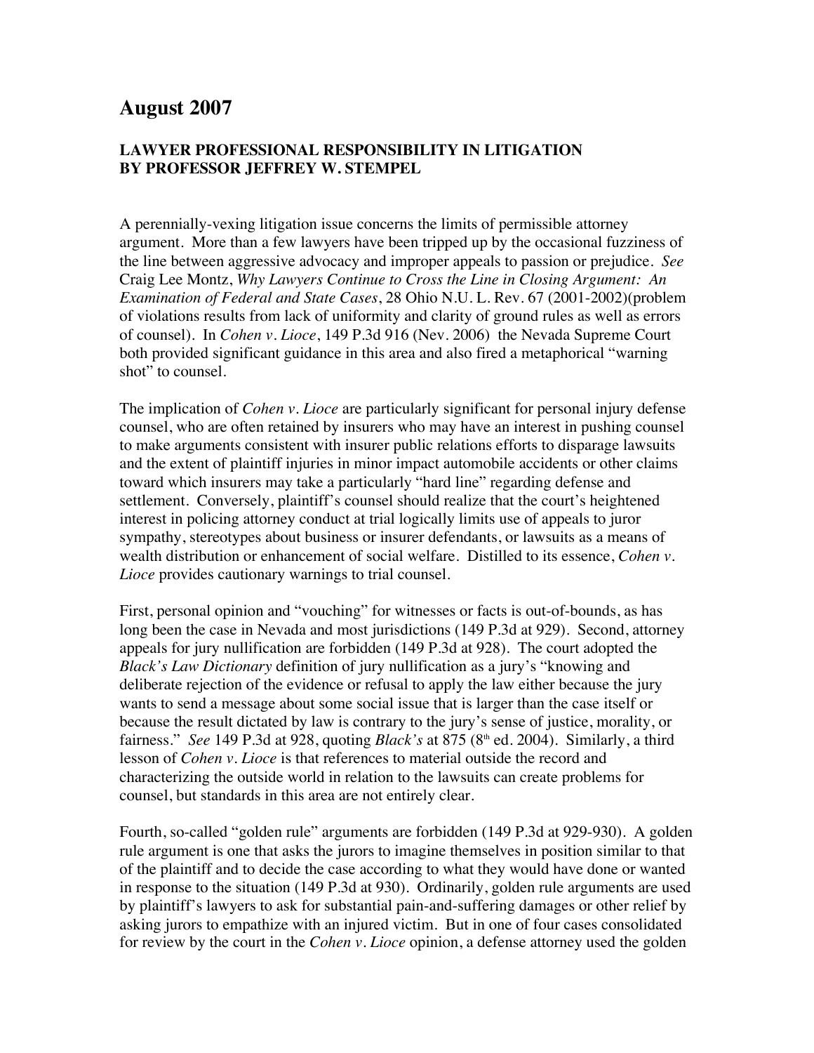# August 2007

### LAWYER PROFESSIONAL RESPONSIBILITY IN LITIGATION BY PROFESSOR JEFFREY W. STEMPEL

A perennially-vexing litigation issue concerns the limits of permissible attorney argument. More than a few lawyers have been tripped up by the occasional fuzziness of the line between aggressive advocacy and improper appeals to passion or prejudice. *See* Craig Lee Montz, *Why Lawyers Continue to Cross the Line in Closing Argument: An Examination of Federal and State Cases*, 28 Ohio N.U. L. Rev. 67 (2001-2002)(problem of violations results from lack of uniformity and clarity of ground rules as well as errors of counsel). In *Cohen v. Lioce*, 149 P.3d 916 (Nev. 2006) the Nevada Supreme Court both provided significant guidance in this area and also fired a metaphorical "warning shot" to counsel.

The implication of *Cohen v. Lioce* are particularly significant for personal injury defense counsel, who are often retained by insurers who may have an interest in pushing counsel to make arguments consistent with insurer public relations efforts to disparage lawsuits and the extent of plaintiff injuries in minor impact automobile accidents or other claims toward which insurers may take a particularly "hard line" regarding defense and settlement. Conversely, plaintiff's counsel should realize that the court's heightened interest in policing attorney conduct at trial logically limits use of appeals to juror sympathy, stereotypes about business or insurer defendants, or lawsuits as a means of wealth distribution or enhancement of social welfare. Distilled to its essence, *Cohen v. Lioce* provides cautionary warnings to trial counsel.

First, personal opinion and "vouching" for witnesses or facts is out-of-bounds, as has long been the case in Nevada and most jurisdictions (149 P.3d at 929). Second, attorney appeals for jury nullification are forbidden (149 P.3d at 928). The court adopted the *Black's Law Dictionary* definition of jury nullification as a jury's "knowing and deliberate rejection of the evidence or refusal to apply the law either because the jury wants to send a message about some social issue that is larger than the case itself or because the result dictated by law is contrary to the jury's sense of justice, morality, or fairness." *See* 149 P.3d at 928, quoting *Black's* at 875 (8th ed. 2004). Similarly, a third lesson of *Cohen v. Lioce* is that references to material outside the record and characterizing the outside world in relation to the lawsuits can create problems for counsel, but standards in this area are not entirely clear.

Fourth, so-called "golden rule" arguments are forbidden (149 P.3d at 929-930). A golden rule argument is one that asks the jurors to imagine themselves in position similar to that of the plaintiff and to decide the case according to what they would have done or wanted in response to the situation (149 P.3d at 930). Ordinarily, golden rule arguments are used by plaintiff's lawyers to ask for substantial pain-and-suffering damages or other relief by asking jurors to empathize with an injured victim. But in one of four cases consolidated for review by the court in the *Cohen v. Lioce* opinion, a defense attorney used the golden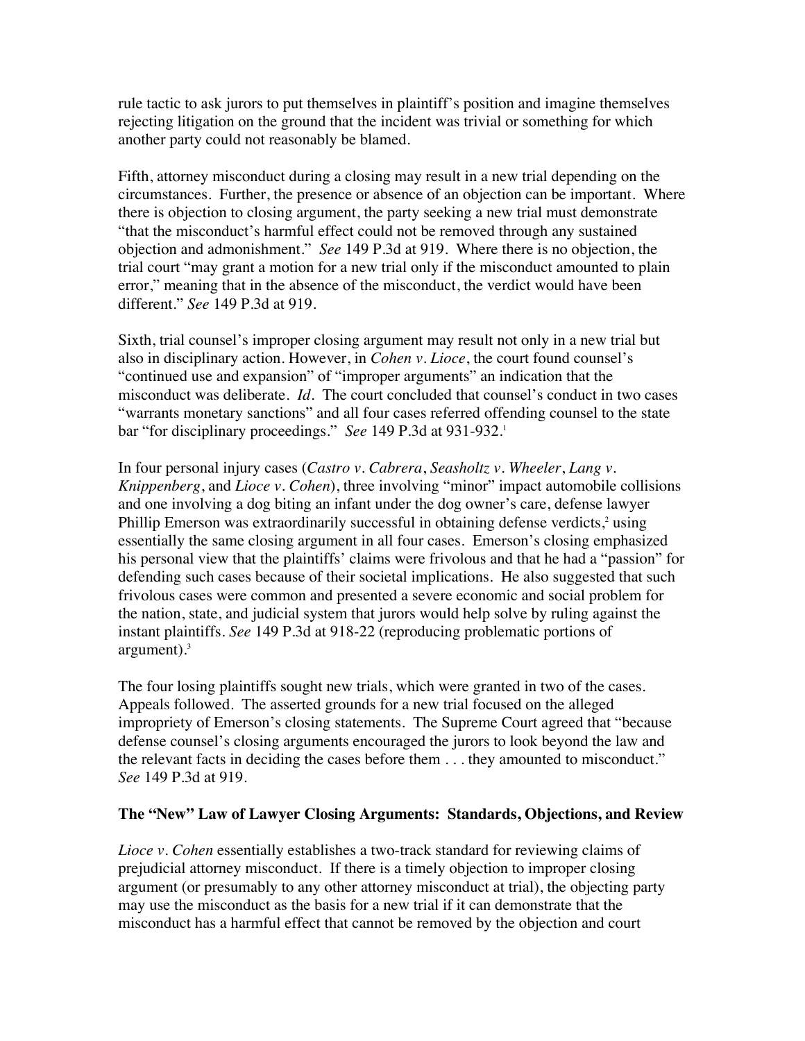rule tactic to ask jurors to put themselves in plaintiff's position and imagine themselves rejecting litigation on the ground that the incident was trivial or something for which another party could not reasonably be blamed.

Fifth, attorney misconduct during a closing may result in a new trial depending on the circumstances. Further, the presence or absence of an objection can be important. Where there is objection to closing argument, the party seeking a new trial must demonstrate "that the misconduct's harmful effect could not be removed through any sustained objection and admonishment." *See* 149 P.3d at 919. Where there is no objection, the trial court "may grant a motion for a new trial only if the misconduct amounted to plain error," meaning that in the absence of the misconduct, the verdict would have been different." *See* 149 P.3d at 919.

Sixth, trial counsel's improper closing argument may result not only in a new trial but also in disciplinary action. However, in *Cohen v. Lioce*, the court found counsel's "continued use and expansion" of "improper arguments" an indication that the misconduct was deliberate. *Id.* The court concluded that counsel's conduct in two cases "warrants monetary sanctions" and all four cases referred offending counsel to the state bar "for disciplinary proceedings." *See* 149 P.3d at 931-932.[1]

In four personal injury cases (*Castro v. Cabrera*, *Seasholtz v. Wheeler*, *Lang v. Knippenberg*, and *Lioce v. Cohen*), three involving "minor" impact automobile collisions and one involving a dog biting an infant under the dog owner's care, defense lawyer Phillip Emerson was extraordinarily successful in obtaining defense verdicts,[2] using essentially the same closing argument in all four cases. Emerson's closing emphasized his personal view that the plaintiffs' claims were frivolous and that he had a "passion" for defending such cases because of their societal implications. He also suggested that such frivolous cases were common and presented a severe economic and social problem for the nation, state, and judicial system that jurors would help solve by ruling against the instant plaintiffs. *See* 149 P.3d at 918-22 (reproducing problematic portions of argument).[3]

The four losing plaintiffs sought new trials, which were granted in two of the cases. Appeals followed. The asserted grounds for a new trial focused on the alleged impropriety of Emerson's closing statements. The Supreme Court agreed that "because defense counsel's closing arguments encouraged the jurors to look beyond the law and the relevant facts in deciding the cases before them . . . they amounted to misconduct." *See* 149 P.3d at 919.

## The "New" Law of Lawyer Closing Arguments: Standards, Objections, and Review

*Lioce v. Cohen* essentially establishes a two-track standard for reviewing claims of prejudicial attorney misconduct. If there is a timely objection to improper closing argument (or presumably to any other attorney misconduct at trial), the objecting party may use the misconduct as the basis for a new trial if it can demonstrate that the misconduct has a harmful effect that cannot be removed by the objection and court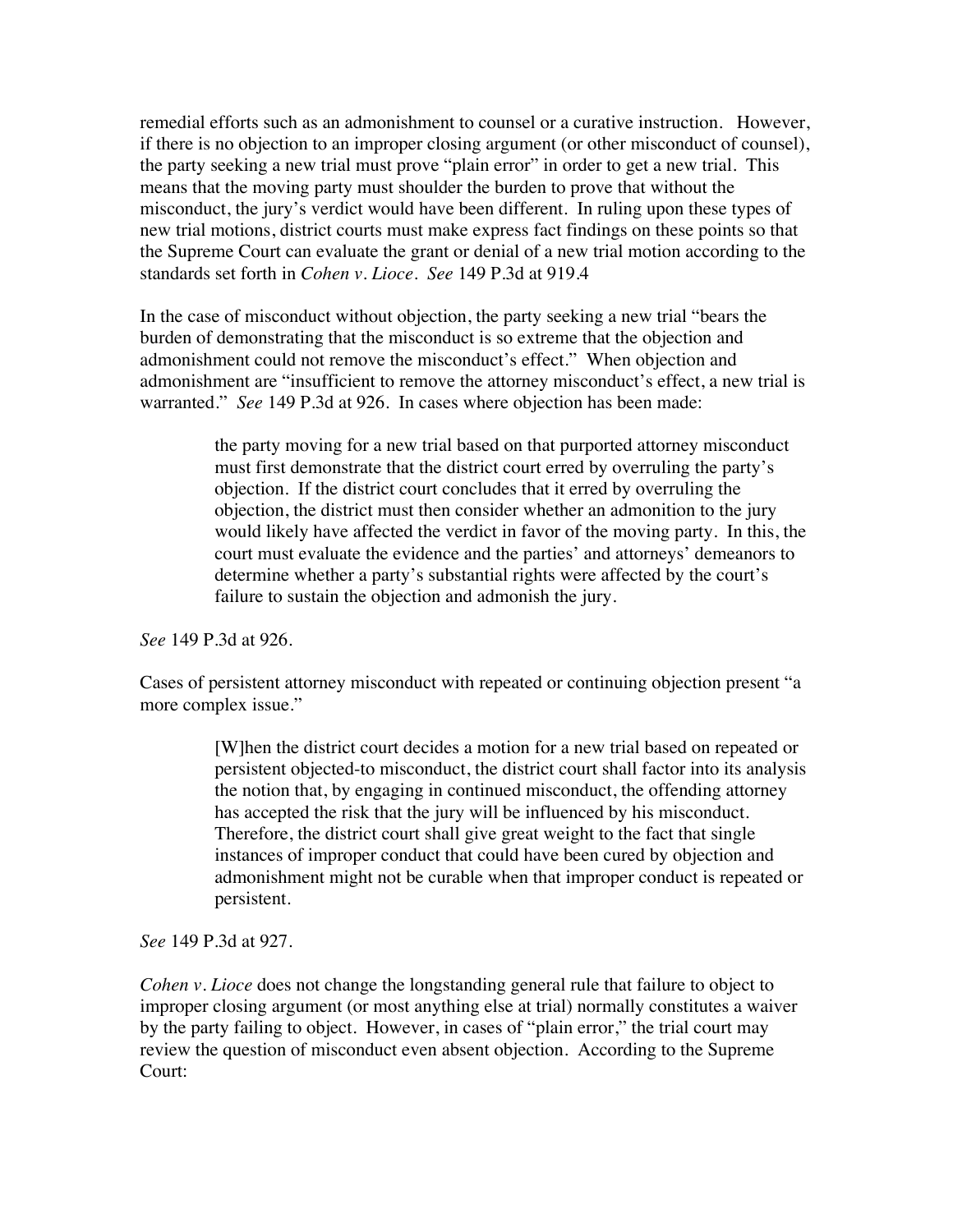remedial efforts such as an admonishment to counsel or a curative instruction. However, if there is no objection to an improper closing argument (or other misconduct of counsel), the party seeking a new trial must prove "plain error" in order to get a new trial. This means that the moving party must shoulder the burden to prove that without the misconduct, the jury's verdict would have been different. In ruling upon these types of new trial motions, district courts must make express fact findings on these points so that the Supreme Court can evaluate the grant or denial of a new trial motion according to the standards set forth in *Cohen v. Lioce*. *See* 149 P.3d at 919.4

In the case of misconduct without objection, the party seeking a new trial "bears the burden of demonstrating that the misconduct is so extreme that the objection and admonishment could not remove the misconduct's effect." When objection and admonishment are "insufficient to remove the attorney misconduct's effect, a new trial is warranted." *See* 149 P.3d at 926. In cases where objection has been made:

> the party moving for a new trial based on that purported attorney misconduct must first demonstrate that the district court erred by overruling the party's objection. If the district court concludes that it erred by overruling the objection, the district must then consider whether an admonition to the jury would likely have affected the verdict in favor of the moving party. In this, the court must evaluate the evidence and the parties' and attorneys' demeanors to determine whether a party's substantial rights were affected by the court's failure to sustain the objection and admonish the jury.

*See* 149 P.3d at 926.

Cases of persistent attorney misconduct with repeated or continuing objection present "a more complex issue."

> [W]hen the district court decides a motion for a new trial based on repeated or persistent objected-to misconduct, the district court shall factor into its analysis the notion that, by engaging in continued misconduct, the offending attorney has accepted the risk that the jury will be influenced by his misconduct. Therefore, the district court shall give great weight to the fact that single instances of improper conduct that could have been cured by objection and admonishment might not be curable when that improper conduct is repeated or persistent.

*See* 149 P.3d at 927.

*Cohen v. Lioce* does not change the longstanding general rule that failure to object to improper closing argument (or most anything else at trial) normally constitutes a waiver by the party failing to object. However, in cases of "plain error," the trial court may review the question of misconduct even absent objection. According to the Supreme Court: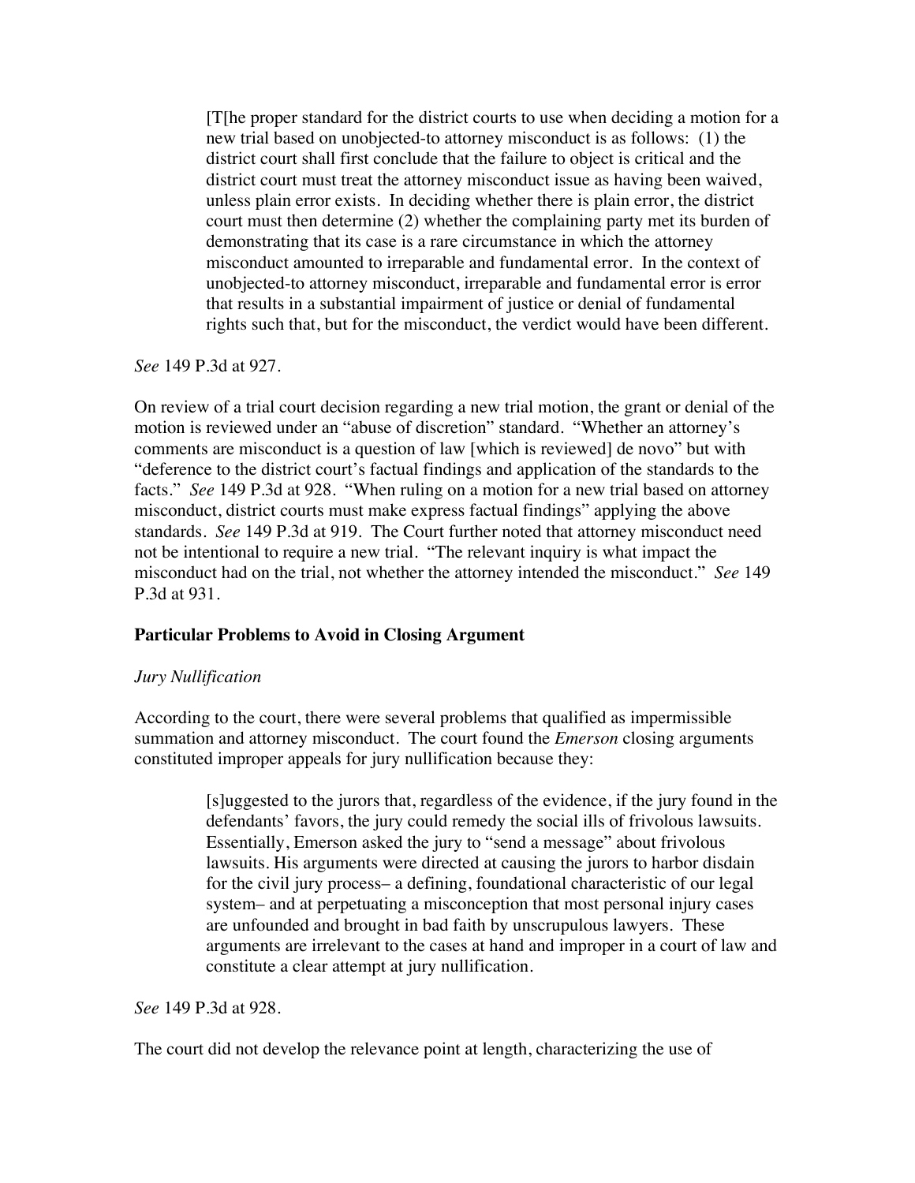> [T[he proper standard for the district courts to use when deciding a motion for a new trial based on unobjected-to attorney misconduct is as follows: (1) the district court shall first conclude that the failure to object is critical and the district court must treat the attorney misconduct issue as having been waived, unless plain error exists. In deciding whether there is plain error, the district court must then determine (2) whether the complaining party met its burden of demonstrating that its case is a rare circumstance in which the attorney misconduct amounted to irreparable and fundamental error. In the context of unobjected-to attorney misconduct, irreparable and fundamental error is error that results in a substantial impairment of justice or denial of fundamental rights such that, but for the misconduct, the verdict would have been different.

*See* 149 P.3d at 927.

On review of a trial court decision regarding a new trial motion, the grant or denial of the motion is reviewed under an "abuse of discretion" standard. "Whether an attorney's comments are misconduct is a question of law [which is reviewed] de novo" but with "deference to the district court's factual findings and application of the standards to the facts." *See* 149 P.3d at 928. "When ruling on a motion for a new trial based on attorney misconduct, district courts must make express factual findings" applying the above standards. *See* 149 P.3d at 919. The Court further noted that attorney misconduct need not be intentional to require a new trial. "The relevant inquiry is what impact the misconduct had on the trial, not whether the attorney intended the misconduct." *See* 149 P.3d at 931.

**Particular Problems to Avoid in Closing Argument**

*Jury Nullification*

According to the court, there were several problems that qualified as impermissible summation and attorney misconduct. The court found the *Emerson* closing arguments constituted improper appeals for jury nullification because they:

> [s]uggested to the jurors that, regardless of the evidence, if the jury found in the defendants' favors, the jury could remedy the social ills of frivolous lawsuits. Essentially, Emerson asked the jury to "send a message" about frivolous lawsuits. His arguments were directed at causing the jurors to harbor disdain for the civil jury process– a defining, foundational characteristic of our legal system– and at perpetuating a misconception that most personal injury cases are unfounded and brought in bad faith by unscrupulous lawyers. These arguments are irrelevant to the cases at hand and improper in a court of law and constitute a clear attempt at jury nullification.

*See* 149 P.3d at 928.

The court did not develop the relevance point at length, characterizing the use of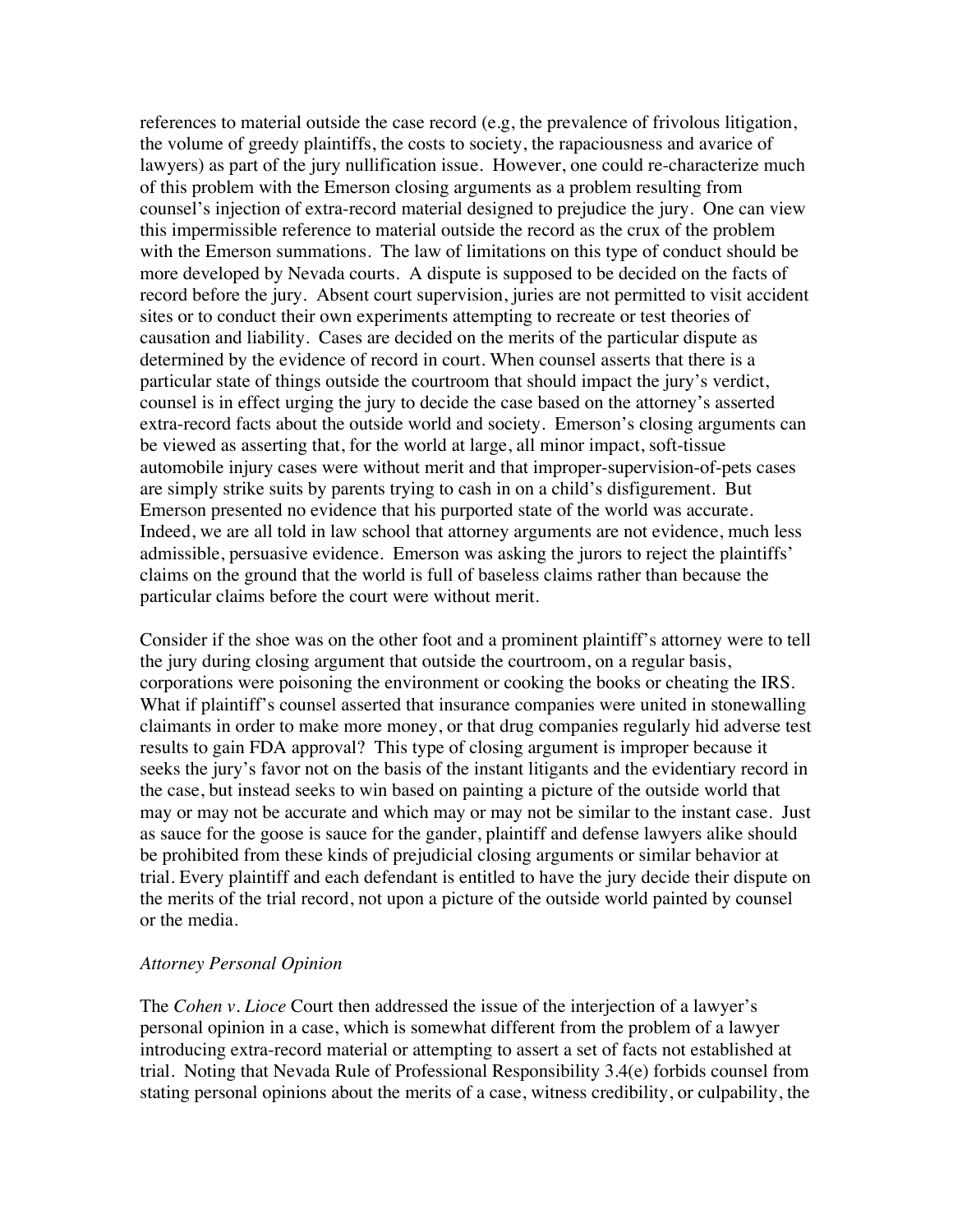references to material outside the case record (e.g, the prevalence of frivolous litigation, the volume of greedy plaintiffs, the costs to society, the rapaciousness and avarice of lawyers) as part of the jury nullification issue. However, one could re-characterize much of this problem with the Emerson closing arguments as a problem resulting from counsel's injection of extra-record material designed to prejudice the jury. One can view this impermissible reference to material outside the record as the crux of the problem with the Emerson summations. The law of limitations on this type of conduct should be more developed by Nevada courts. A dispute is supposed to be decided on the facts of record before the jury. Absent court supervision, juries are not permitted to visit accident sites or to conduct their own experiments attempting to recreate or test theories of causation and liability. Cases are decided on the merits of the particular dispute as determined by the evidence of record in court. When counsel asserts that there is a particular state of things outside the courtroom that should impact the jury's verdict, counsel is in effect urging the jury to decide the case based on the attorney's asserted extra-record facts about the outside world and society. Emerson's closing arguments can be viewed as asserting that, for the world at large, all minor impact, soft-tissue automobile injury cases were without merit and that improper-supervision-of-pets cases are simply strike suits by parents trying to cash in on a child's disfigurement. But Emerson presented no evidence that his purported state of the world was accurate. Indeed, we are all told in law school that attorney arguments are not evidence, much less admissible, persuasive evidence. Emerson was asking the jurors to reject the plaintiffs' claims on the ground that the world is full of baseless claims rather than because the particular claims before the court were without merit.

Consider if the shoe was on the other foot and a prominent plaintiff's attorney were to tell the jury during closing argument that outside the courtroom, on a regular basis, corporations were poisoning the environment or cooking the books or cheating the IRS. What if plaintiff's counsel asserted that insurance companies were united in stonewalling claimants in order to make more money, or that drug companies regularly hid adverse test results to gain FDA approval? This type of closing argument is improper because it seeks the jury's favor not on the basis of the instant litigants and the evidentiary record in the case, but instead seeks to win based on painting a picture of the outside world that may or may not be accurate and which may or may not be similar to the instant case. Just as sauce for the goose is sauce for the gander, plaintiff and defense lawyers alike should be prohibited from these kinds of prejudicial closing arguments or similar behavior at trial. Every plaintiff and each defendant is entitled to have the jury decide their dispute on the merits of the trial record, not upon a picture of the outside world painted by counsel or the media.

*Attorney Personal Opinion*

The *Cohen v. Lioce* Court then addressed the issue of the interjection of a lawyer's personal opinion in a case, which is somewhat different from the problem of a lawyer introducing extra-record material or attempting to assert a set of facts not established at trial. Noting that Nevada Rule of Professional Responsibility 3.4(e) forbids counsel from stating personal opinions about the merits of a case, witness credibility, or culpability, the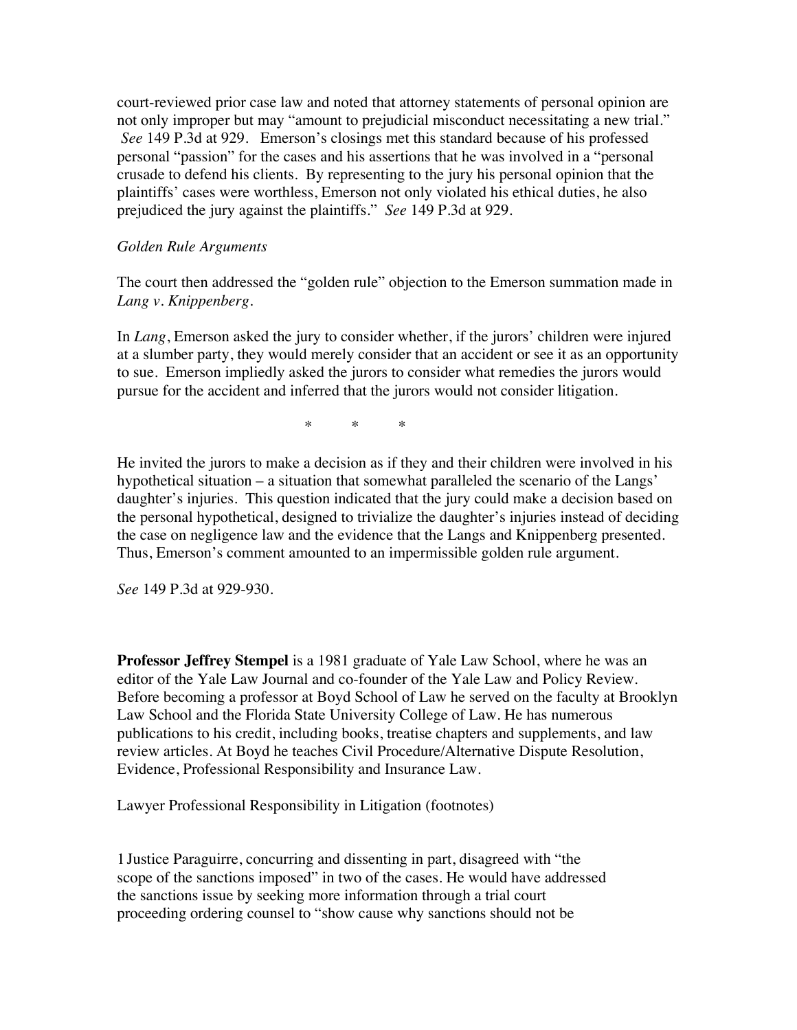court-reviewed prior case law and noted that attorney statements of personal opinion are not only improper but may "amount to prejudicial misconduct necessitating a new trial." *See* 149 P.3d at 929. Emerson's closings met this standard because of his professed personal "passion" for the cases and his assertions that he was involved in a "personal crusade to defend his clients. By representing to the jury his personal opinion that the plaintiffs' cases were worthless, Emerson not only violated his ethical duties, he also prejudiced the jury against the plaintiffs." *See* 149 P.3d at 929.

*Golden Rule Arguments*

The court then addressed the "golden rule" objection to the Emerson summation made in *Lang v. Knippenberg*.

In *Lang*, Emerson asked the jury to consider whether, if the jurors' children were injured at a slumber party, they would merely consider that an accident or see it as an opportunity to sue. Emerson impliedly asked the jurors to consider what remedies the jurors would pursue for the accident and inferred that the jurors would not consider litigation.

\* \* \*

He invited the jurors to make a decision as if they and their children were involved in his hypothetical situation – a situation that somewhat paralleled the scenario of the Langs' daughter's injuries. This question indicated that the jury could make a decision based on the personal hypothetical, designed to trivialize the daughter's injuries instead of deciding the case on negligence law and the evidence that the Langs and Knippenberg presented. Thus, Emerson's comment amounted to an impermissible golden rule argument.

*See* 149 P.3d at 929-930.

**Professor Jeffrey Stempel** is a 1981 graduate of Yale Law School, where he was an editor of the Yale Law Journal and co-founder of the Yale Law and Policy Review. Before becoming a professor at Boyd School of Law he served on the faculty at Brooklyn Law School and the Florida State University College of Law. He has numerous publications to his credit, including books, treatise chapters and supplements, and law review articles. At Boyd he teaches Civil Procedure/Alternative Dispute Resolution, Evidence, Professional Responsibility and Insurance Law.

Lawyer Professional Responsibility in Litigation (footnotes)

1 Justice Paraguirre, concurring and dissenting in part, disagreed with "the scope of the sanctions imposed" in two of the cases. He would have addressed the sanctions issue by seeking more information through a trial court proceeding ordering counsel to "show cause why sanctions should not be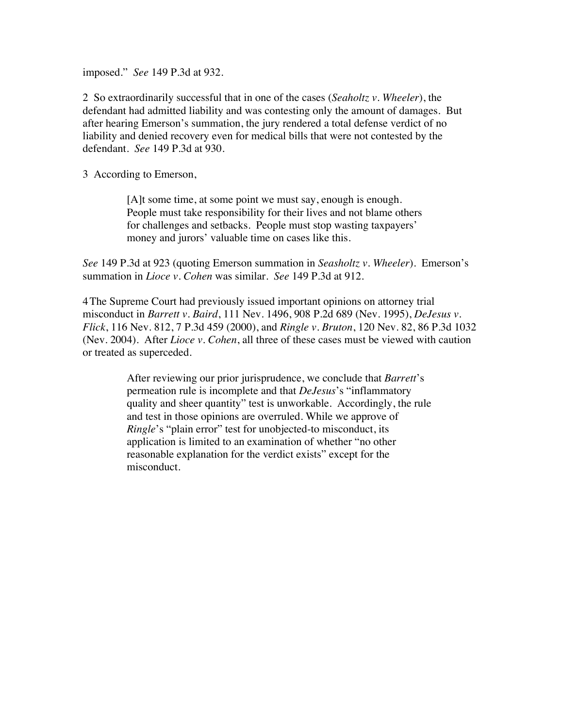imposed." *See* 149 P.3d at 932.

2 So extraordinarily successful that in one of the cases (*Seaholtz v. Wheeler*), the defendant had admitted liability and was contesting only the amount of damages. But after hearing Emerson's summation, the jury rendered a total defense verdict of no liability and denied recovery even for medical bills that were not contested by the defendant. *See* 149 P.3d at 930.

3 According to Emerson,

> [A]t some time, at some point we must say, enough is enough. People must take responsibility for their lives and not blame others for challenges and setbacks. People must stop wasting taxpayers' money and jurors' valuable time on cases like this.

*See* 149 P.3d at 923 (quoting Emerson summation in *Seasholtz v. Wheeler*). Emerson's summation in *Lioce v. Cohen* was similar. *See* 149 P.3d at 912.

4 The Supreme Court had previously issued important opinions on attorney trial misconduct in *Barrett v. Baird*, 111 Nev. 1496, 908 P.2d 689 (Nev. 1995), *DeJesus v. Flick*, 116 Nev. 812, 7 P.3d 459 (2000), and *Ringle v. Bruton*, 120 Nev. 82, 86 P.3d 1032 (Nev. 2004). After *Lioce v. Cohen*, all three of these cases must be viewed with caution or treated as superceded.

> After reviewing our prior jurisprudence, we conclude that *Barrett*'s permeation rule is incomplete and that *DeJesus*'s "inflammatory quality and sheer quantity" test is unworkable. Accordingly, the rule and test in those opinions are overruled. While we approve of *Ringle*'s "plain error" test for unobjected-to misconduct, its application is limited to an examination of whether "no other reasonable explanation for the verdict exists" except for the misconduct.